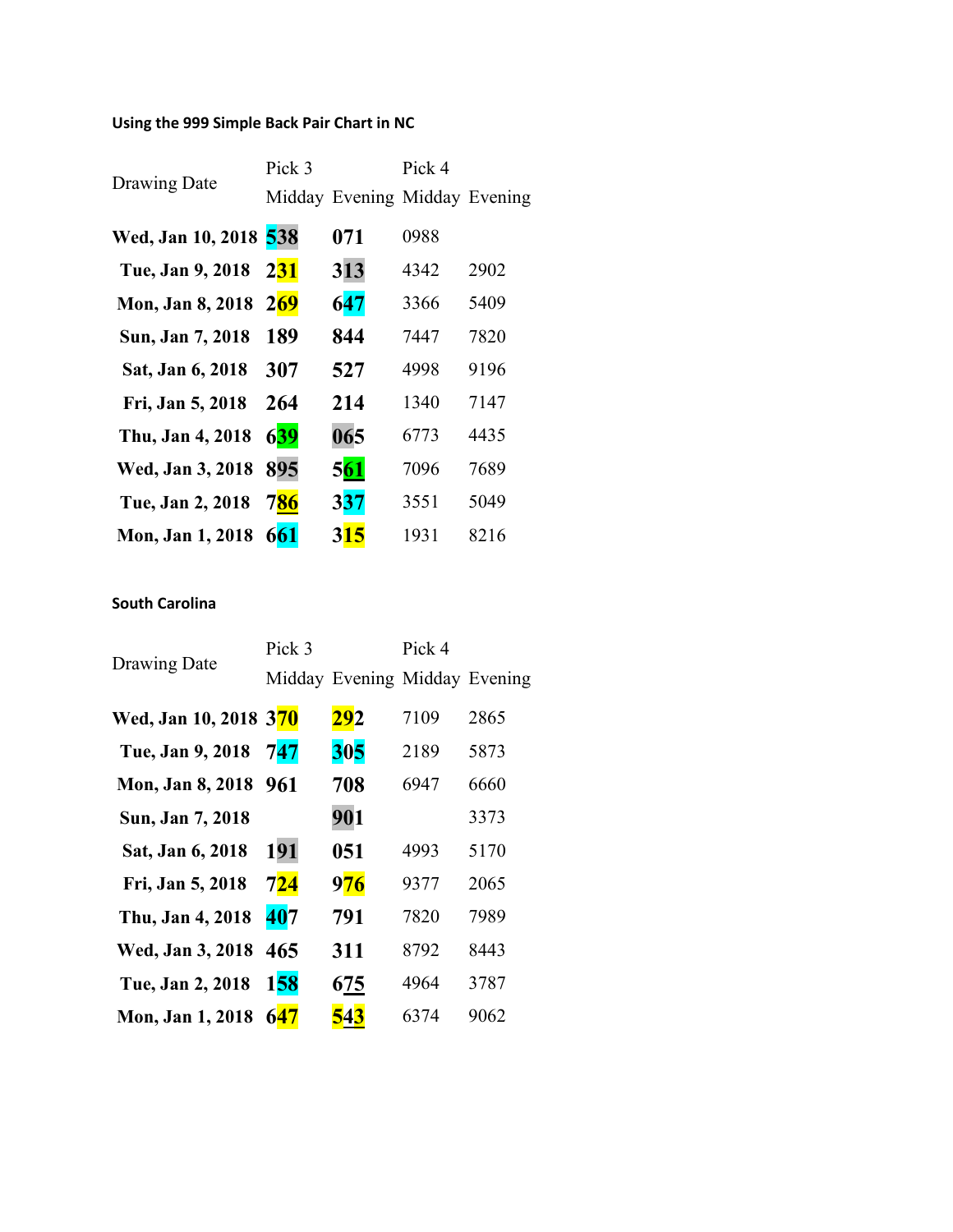**Using the 999 Simple Back Pair Chart in NC**

| Drawing Date | Pick 3 | | Pick 4 | |
|---|---|---|---|---|
| | Midday | Evening | Midday | Evening |
| **Wed, Jan 10, 2018** | **538** | **071** | 0988 | |
| **Tue, Jan 9, 2018** | **231** | **313** | 4342 | 2902 |
| **Mon, Jan 8, 2018** | **269** | **647** | 3366 | 5409 |
| **Sun, Jan 7, 2018** | **189** | **844** | 7447 | 7820 |
| **Sat, Jan 6, 2018** | **307** | **527** | 4998 | 9196 |
| **Fri, Jan 5, 2018** | **264** | **214** | 1340 | 7147 |
| **Thu, Jan 4, 2018** | **639** | **065** | 6773 | 4435 |
| **Wed, Jan 3, 2018** | **895** | **561** | 7096 | 7689 |
| **Tue, Jan 2, 2018** | **786** | **337** | 3551 | 5049 |
| **Mon, Jan 1, 2018** | **661** | **315** | 1931 | 8216 |

**South Carolina**

| Drawing Date | Pick 3 | | Pick 4 | |
|---|---|---|---|---|
| | Midday | Evening | Midday | Evening |
| **Wed, Jan 10, 2018** | **370** | **292** | 7109 | 2865 |
| **Tue, Jan 9, 2018** | **747** | **305** | 2189 | 5873 |
| **Mon, Jan 8, 2018** | **961** | **708** | 6947 | 6660 |
| **Sun, Jan 7, 2018** | | **901** | | 3373 |
| **Sat, Jan 6, 2018** | **191** | **051** | 4993 | 5170 |
| **Fri, Jan 5, 2018** | **724** | **976** | 9377 | 2065 |
| **Thu, Jan 4, 2018** | **407** | **791** | 7820 | 7989 |
| **Wed, Jan 3, 2018** | **465** | **311** | 8792 | 8443 |
| **Tue, Jan 2, 2018** | **158** | **675** | 4964 | 3787 |
| **Mon, Jan 1, 2018** | **647** | **543** | 6374 | 9062 |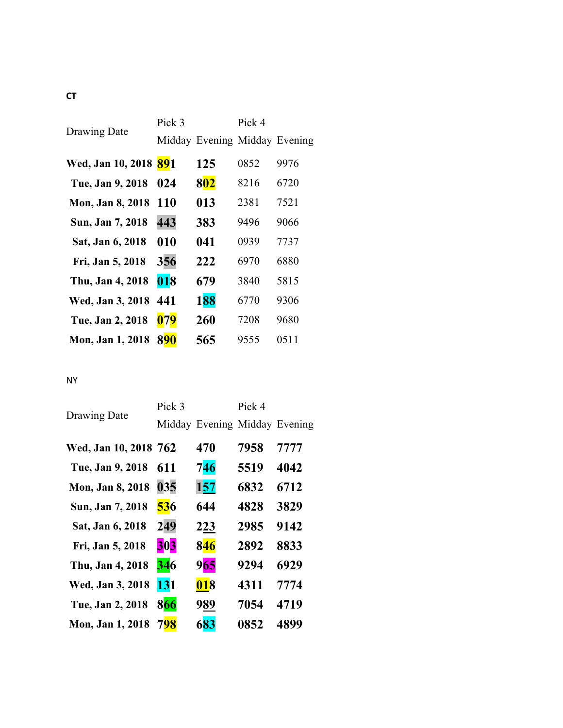CT

| Drawing Date | Pick 3 | | Pick 4 | |
|---|---|---|---|---|
| | Midday | Evening | Midday | Evening |
| **Wed, Jan 10, 2018** | **891** | **125** | 0852 | 9976 |
| **Tue, Jan 9, 2018** | **024** | **802** | 8216 | 6720 |
| **Mon, Jan 8, 2018** | **110** | **013** | 2381 | 7521 |
| **Sun, Jan 7, 2018** | **443** | **383** | 9496 | 9066 |
| **Sat, Jan 6, 2018** | **010** | **041** | 0939 | 7737 |
| **Fri, Jan 5, 2018** | **356** | **222** | 6970 | 6880 |
| **Thu, Jan 4, 2018** | **018** | **679** | 3840 | 5815 |
| **Wed, Jan 3, 2018** | **441** | **188** | 6770 | 9306 |
| **Tue, Jan 2, 2018** | **079** | **260** | 7208 | 9680 |
| **Mon, Jan 1, 2018** | **890** | **565** | 9555 | 0511 |

NY

| Drawing Date | Pick 3 | | Pick 4 | |
|---|---|---|---|---|
| | Midday | Evening | Midday | Evening |
| **Wed, Jan 10, 2018** | **762** | **470** | **7958** | **7777** |
| **Tue, Jan 9, 2018** | **611** | **746** | **5519** | **4042** |
| **Mon, Jan 8, 2018** | **035** | **157** | **6832** | **6712** |
| **Sun, Jan 7, 2018** | **536** | **644** | **4828** | **3829** |
| **Sat, Jan 6, 2018** | **249** | **223** | **2985** | **9142** |
| **Fri, Jan 5, 2018** | **303** | **846** | **2892** | **8833** |
| **Thu, Jan 4, 2018** | **346** | **965** | **9294** | **6929** |
| **Wed, Jan 3, 2018** | **131** | **018** | **4311** | **7774** |
| **Tue, Jan 2, 2018** | **866** | **989** | **7054** | **4719** |
| **Mon, Jan 1, 2018** | **798** | **683** | **0852** | **4899** |